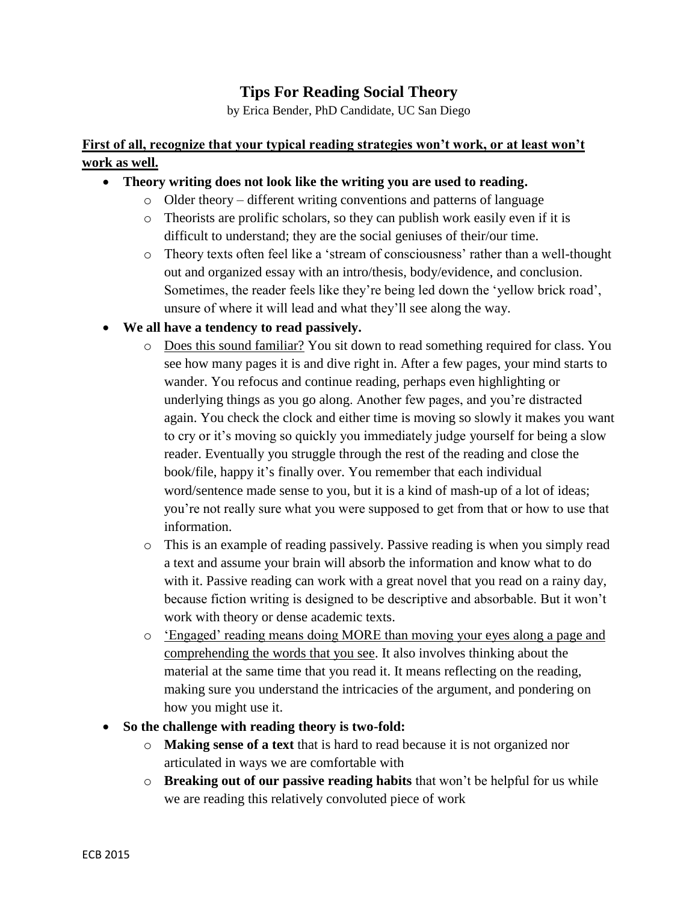# Tips For Reading Social Theory

by Erica Bender, PhD Candidate, UC San Diego

**<u>First of all, recognize that your typical reading strategies won't work, or at least won't work as well.</u>**

- **Theory writing does not look like the writing you are used to reading.**
  - Older theory – different writing conventions and patterns of language
  - Theorists are prolific scholars, so they can publish work easily even if it is difficult to understand; they are the social geniuses of their/our time.
  - Theory texts often feel like a 'stream of consciousness' rather than a well-thought out and organized essay with an intro/thesis, body/evidence, and conclusion. Sometimes, the reader feels like they're being led down the 'yellow brick road', unsure of where it will lead and what they'll see along the way.
- **We all have a tendency to read passively.**
  - <u>Does this sound familiar?</u> You sit down to read something required for class. You see how many pages it is and dive right in. After a few pages, your mind starts to wander. You refocus and continue reading, perhaps even highlighting or underlying things as you go along. Another few pages, and you're distracted again. You check the clock and either time is moving so slowly it makes you want to cry or it's moving so quickly you immediately judge yourself for being a slow reader. Eventually you struggle through the rest of the reading and close the book/file, happy it's finally over. You remember that each individual word/sentence made sense to you, but it is a kind of mash-up of a lot of ideas; you're not really sure what you were supposed to get from that or how to use that information.
  - This is an example of reading passively. Passive reading is when you simply read a text and assume your brain will absorb the information and know what to do with it. Passive reading can work with a great novel that you read on a rainy day, because fiction writing is designed to be descriptive and absorbable. But it won't work with theory or dense academic texts.
  - <u>'Engaged' reading means doing MORE than moving your eyes along a page and comprehending the words that you see</u>. It also involves thinking about the material at the same time that you read it. It means reflecting on the reading, making sure you understand the intricacies of the argument, and pondering on how you might use it.
- **So the challenge with reading theory is two-fold:**
  - **Making sense of a text** that is hard to read because it is not organized nor articulated in ways we are comfortable with
  - **Breaking out of our passive reading habits** that won't be helpful for us while we are reading this relatively convoluted piece of work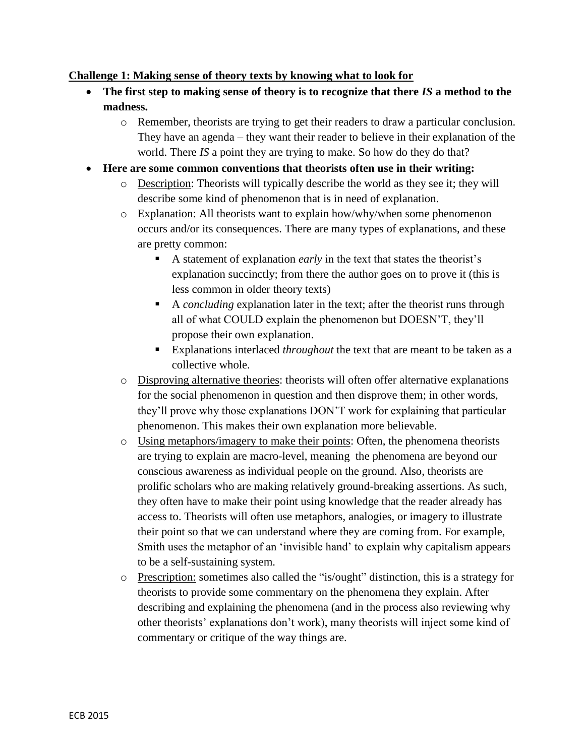**<u>Challenge 1: Making sense of theory texts by knowing what to look for</u>**

- **The first step to making sense of theory is to recognize that there *IS* a method to the madness.**
  - Remember, theorists are trying to get their readers to draw a particular conclusion. They have an agenda – they want their reader to believe in their explanation of the world. There *IS* a point they are trying to make. So how do they do that?
- **Here are some common conventions that theorists often use in their writing:**
  - <u>Description</u>: Theorists will typically describe the world as they see it; they will describe some kind of phenomenon that is in need of explanation.
  - <u>Explanation:</u> All theorists want to explain how/why/when some phenomenon occurs and/or its consequences. There are many types of explanations, and these are pretty common:
    - A statement of explanation *early* in the text that states the theorist's explanation succinctly; from there the author goes on to prove it (this is less common in older theory texts)
    - A *concluding* explanation later in the text; after the theorist runs through all of what COULD explain the phenomenon but DOESN'T, they'll propose their own explanation.
    - Explanations interlaced *throughout* the text that are meant to be taken as a collective whole.
  - <u>Disproving alternative theories</u>: theorists will often offer alternative explanations for the social phenomenon in question and then disprove them; in other words, they'll prove why those explanations DON'T work for explaining that particular phenomenon. This makes their own explanation more believable.
  - <u>Using metaphors/imagery to make their points</u>: Often, the phenomena theorists are trying to explain are macro-level, meaning the phenomena are beyond our conscious awareness as individual people on the ground. Also, theorists are prolific scholars who are making relatively ground-breaking assertions. As such, they often have to make their point using knowledge that the reader already has access to. Theorists will often use metaphors, analogies, or imagery to illustrate their point so that we can understand where they are coming from. For example, Smith uses the metaphor of an 'invisible hand' to explain why capitalism appears to be a self-sustaining system.
  - <u>Prescription:</u> sometimes also called the "is/ought" distinction, this is a strategy for theorists to provide some commentary on the phenomena they explain. After describing and explaining the phenomena (and in the process also reviewing why other theorists' explanations don't work), many theorists will inject some kind of commentary or critique of the way things are.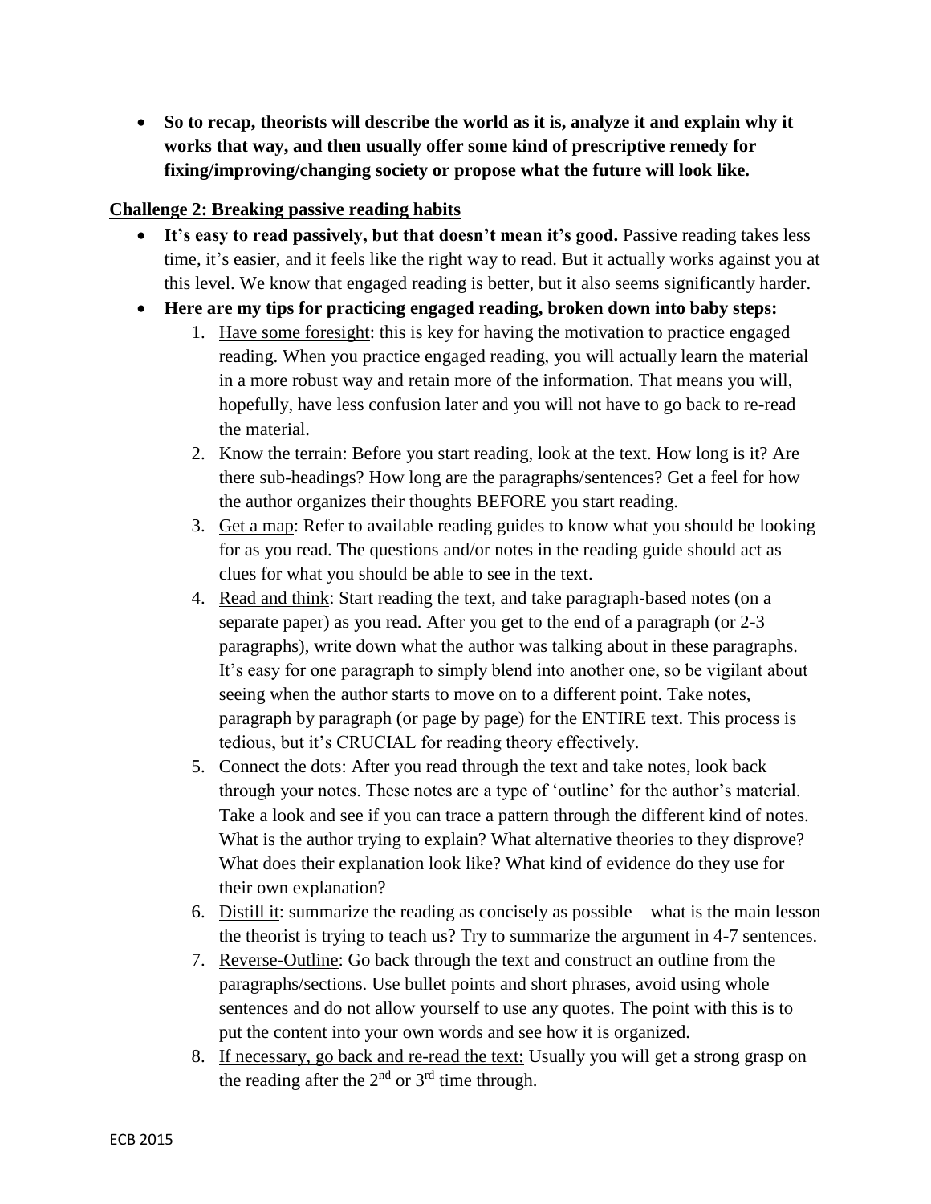- **So to recap, theorists will describe the world as it is, analyze it and explain why it works that way, and then usually offer some kind of prescriptive remedy for fixing/improving/changing society or propose what the future will look like.**

**Challenge 2: Breaking passive reading habits**

- **It's easy to read passively, but that doesn't mean it's good.** Passive reading takes less time, it's easier, and it feels like the right way to read. But it actually works against you at this level. We know that engaged reading is better, but it also seems significantly harder.
- **Here are my tips for practicing engaged reading, broken down into baby steps:**
  1. Have some foresight: this is key for having the motivation to practice engaged reading. When you practice engaged reading, you will actually learn the material in a more robust way and retain more of the information. That means you will, hopefully, have less confusion later and you will not have to go back to re-read the material.
  2. Know the terrain: Before you start reading, look at the text. How long is it? Are there sub-headings? How long are the paragraphs/sentences? Get a feel for how the author organizes their thoughts BEFORE you start reading.
  3. Get a map: Refer to available reading guides to know what you should be looking for as you read. The questions and/or notes in the reading guide should act as clues for what you should be able to see in the text.
  4. Read and think: Start reading the text, and take paragraph-based notes (on a separate paper) as you read. After you get to the end of a paragraph (or 2-3 paragraphs), write down what the author was talking about in these paragraphs. It's easy for one paragraph to simply blend into another one, so be vigilant about seeing when the author starts to move on to a different point. Take notes, paragraph by paragraph (or page by page) for the ENTIRE text. This process is tedious, but it's CRUCIAL for reading theory effectively.
  5. Connect the dots: After you read through the text and take notes, look back through your notes. These notes are a type of 'outline' for the author's material. Take a look and see if you can trace a pattern through the different kind of notes. What is the author trying to explain? What alternative theories to they disprove? What does their explanation look like? What kind of evidence do they use for their own explanation?
  6. Distill it: summarize the reading as concisely as possible – what is the main lesson the theorist is trying to teach us? Try to summarize the argument in 4-7 sentences.
  7. Reverse-Outline: Go back through the text and construct an outline from the paragraphs/sections. Use bullet points and short phrases, avoid using whole sentences and do not allow yourself to use any quotes. The point with this is to put the content into your own words and see how it is organized.
  8. If necessary, go back and re-read the text: Usually you will get a strong grasp on the reading after the 2nd or 3rd time through.

ECB 2015